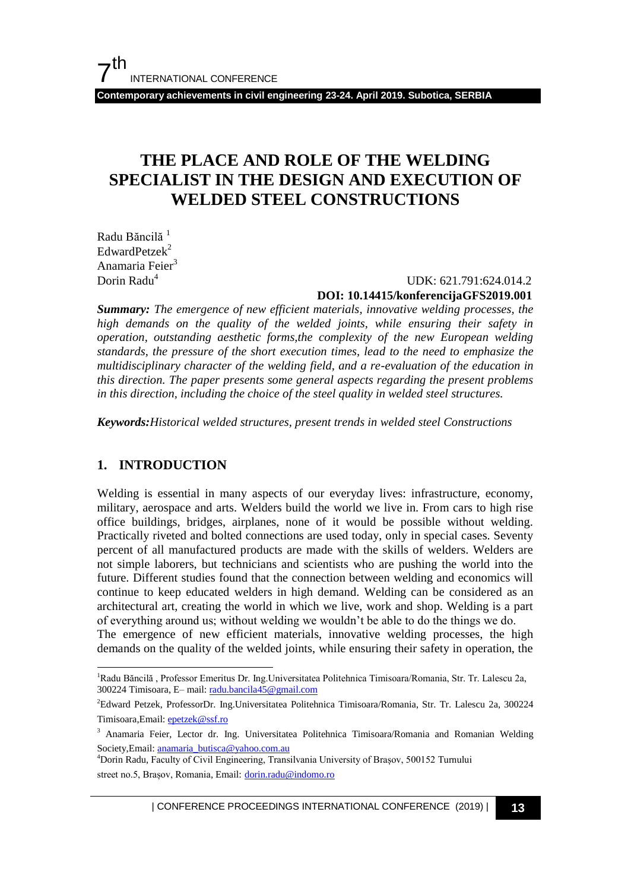# THE PLACE AND ROLE OF THE WELDING SPECIALIST IN THE DESIGN AND EXECUTION OF WELDED STEEL CONSTRUCTIONS

Radu Băncilă [1]
EdwardPetzek[2]
Anamaria Feier[3]
Dorin Radu[4]

UDK: 621.791:624.014.2
**DOI: 10.14415/konferencijaGFS2019.001**

***Summary:*** *The emergence of new efficient materials, innovative welding processes, the high demands on the quality of the welded joints, while ensuring their safety in operation, outstanding aesthetic forms,the complexity of the new European welding standards, the pressure of the short execution times, lead to the need to emphasize the multidisciplinary character of the welding field, and a re-evaluation of the education in this direction. The paper presents some general aspects regarding the present problems in this direction, including the choice of the steel quality in welded steel structures.*

***Keywords:****Historical welded structures, present trends in welded steel Constructions*

## 1. INTRODUCTION

Welding is essential in many aspects of our everyday lives: infrastructure, economy, military, aerospace and arts. Welders build the world we live in. From cars to high rise office buildings, bridges, airplanes, none of it would be possible without welding. Practically riveted and bolted connections are used today, only in special cases. Seventy percent of all manufactured products are made with the skills of welders. Welders are not simple laborers, but technicians and scientists who are pushing the world into the future. Different studies found that the connection between welding and economics will continue to keep educated welders in high demand. Welding can be considered as an architectural art, creating the world in which we live, work and shop. Welding is a part of everything around us; without welding we wouldn't be able to do the things we do.
The emergence of new efficient materials, innovative welding processes, the high demands on the quality of the welded joints, while ensuring their safety in operation, the

---

[1]Radu Băncilă , Professor Emeritus Dr. Ing.Universitatea Politehnica Timisoara/Romania, Str. Tr. Lalescu 2a, 300224 Timisoara, E– mail: radu.bancila45@gmail.com

[2]Edward Petzek, ProfessorDr. Ing.Universitatea Politehnica Timisoara/Romania, Str. Tr. Lalescu 2a, 300224 Timisoara,Email: epetzek@ssf.ro

[3] Anamaria Feier, Lector dr. Ing. Universitatea Politehnica Timisoara/Romania and Romanian Welding Society,Email: anamaria_butisca@yahoo.com.au

[4]Dorin Radu, Faculty of Civil Engineering, Transilvania University of Brașov, 500152 Turnului street no.5, Brașov, Romania, Email: dorin.radu@indomo.ro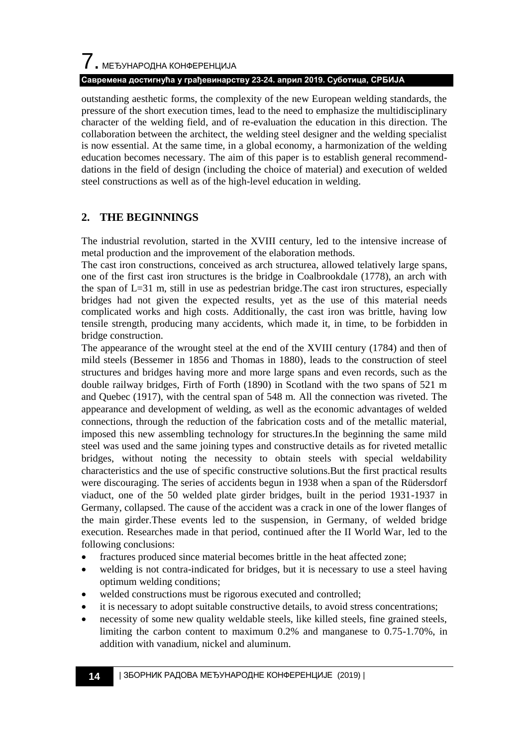outstanding aesthetic forms, the complexity of the new European welding standards, the pressure of the short execution times, lead to the need to emphasize the multidisciplinary character of the welding field, and of re-evaluation the education in this direction. The collaboration between the architect, the welding steel designer and the welding specialist is now essential. At the same time, in a global economy, a harmonization of the welding education becomes necessary. The aim of this paper is to establish general recommend-dations in the field of design (including the choice of material) and execution of welded steel constructions as well as of the high-level education in welding.

## 2. THE BEGINNINGS

The industrial revolution, started in the XVIII century, led to the intensive increase of metal production and the improvement of the elaboration methods.

The cast iron constructions, conceived as arch structurea, allowed telatively large spans, one of the first cast iron structures is the bridge in Coalbrookdale (1778), an arch with the span of L=31 m, still in use as pedestrian bridge.The cast iron structures, especially bridges had not given the expected results, yet as the use of this material needs complicated works and high costs. Additionally, the cast iron was brittle, having low tensile strength, producing many accidents, which made it, in time, to be forbidden in bridge construction.

The appearance of the wrought steel at the end of the XVIII century (1784) and then of mild steels (Bessemer in 1856 and Thomas in 1880), leads to the construction of steel structures and bridges having more and more large spans and even records, such as the double railway bridges, Firth of Forth (1890) in Scotland with the two spans of 521 m and Quebec (1917), with the central span of 548 m. All the connection was riveted. The appearance and development of welding, as well as the economic advantages of welded connections, through the reduction of the fabrication costs and of the metallic material, imposed this new assembling technology for structures.In the beginning the same mild steel was used and the same joining types and constructive details as for riveted metallic bridges, without noting the necessity to obtain steels with special weldability characteristics and the use of specific constructive solutions.But the first practical results were discouraging. The series of accidents begun in 1938 when a span of the Rüdersdorf viaduct, one of the 50 welded plate girder bridges, built in the period 1931-1937 in Germany, collapsed. The cause of the accident was a crack in one of the lower flanges of the main girder.These events led to the suspension, in Germany, of welded bridge execution. Researches made in that period, continued after the II World War, led to the following conclusions:

- fractures produced since material becomes brittle in the heat affected zone;
- welding is not contra-indicated for bridges, but it is necessary to use a steel having optimum welding conditions;
- welded constructions must be rigorous executed and controlled;
- it is necessary to adopt suitable constructive details, to avoid stress concentrations;
- necessity of some new quality weldable steels, like killed steels, fine grained steels, limiting the carbon content to maximum 0.2% and manganese to 0.75-1.70%, in addition with vanadium, nickel and aluminum.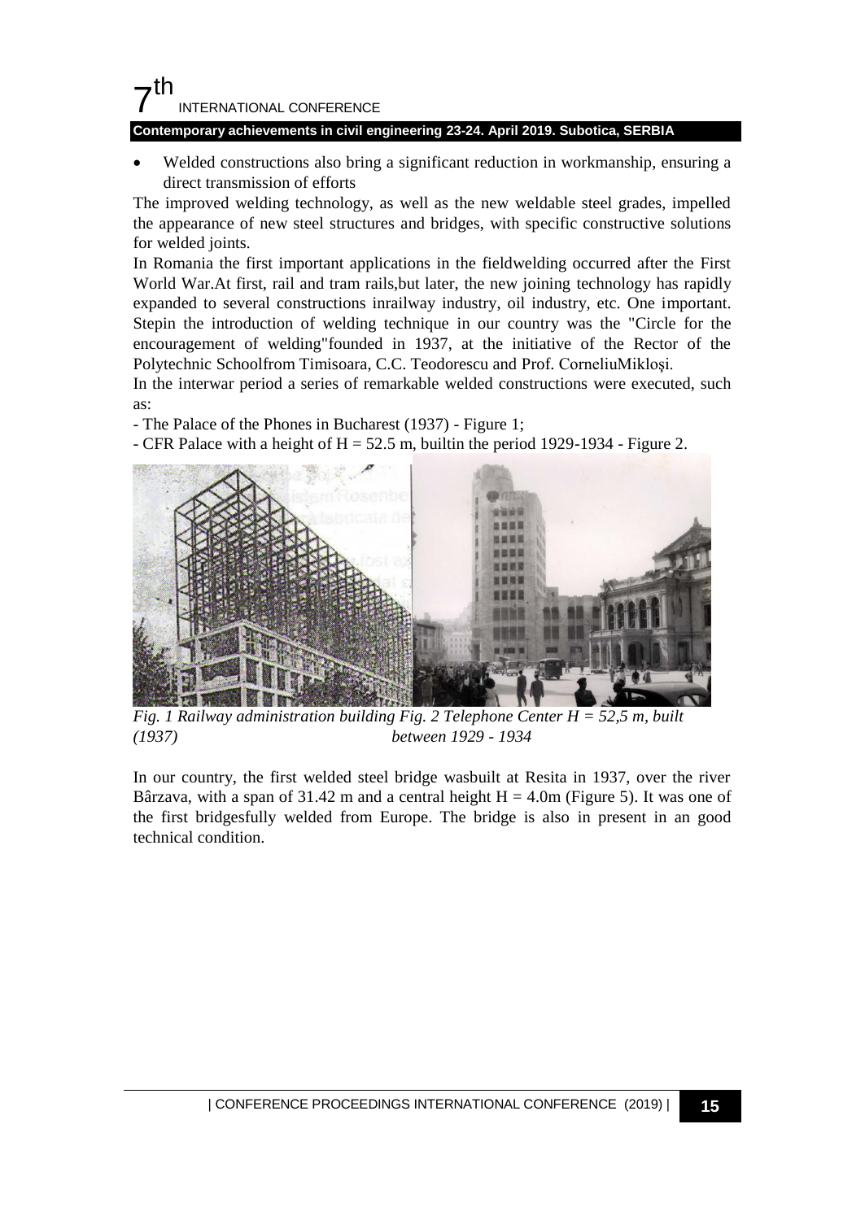- Welded constructions also bring a significant reduction in workmanship, ensuring a direct transmission of efforts

The improved welding technology, as well as the new weldable steel grades, impelled the appearance of new steel structures and bridges, with specific constructive solutions for welded joints.

In Romania the first important applications in the fieldwelding occurred after the First World War.At first, rail and tram rails,but later, the new joining technology has rapidly expanded to several constructions inrailway industry, oil industry, etc. One important. Stepin the introduction of welding technique in our country was the "Circle for the encouragement of welding"founded in 1937, at the initiative of the Rector of the Polytechnic Schoolfrom Timisoara, C.C. Teodorescu and Prof. CorneliuMikloşi.

In the interwar period a series of remarkable welded constructions were executed, such as:

- The Palace of the Phones in Bucharest (1937) - Figure 1;
- CFR Palace with a height of H = 52.5 m, builtin the period 1929-1934 - Figure 2.

*Fig. 1 Railway administration building (1937)* *Fig. 2 Telephone Center H = 52,5 m, built between 1929 - 1934*

In our country, the first welded steel bridge wasbuilt at Resita in 1937, over the river Bârzava, with a span of 31.42 m and a central height H = 4.0m (Figure 5). It was one of the first bridgesfully welded from Europe. The bridge is also in present in an good technical condition.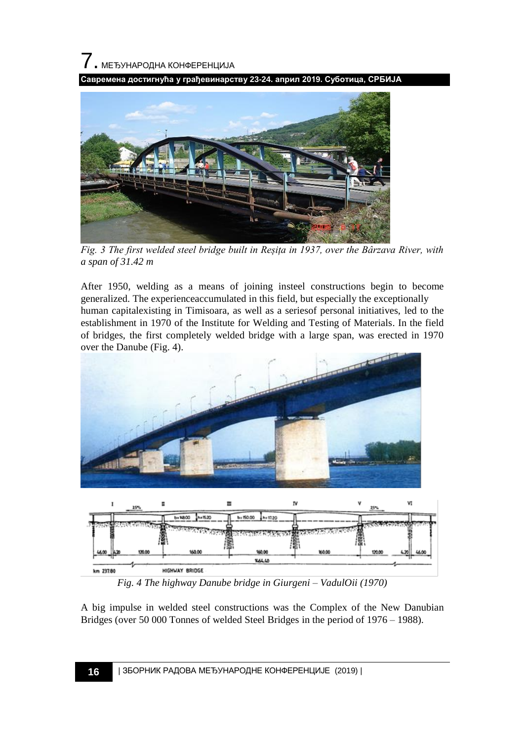*Fig. 3 The first welded steel bridge built in Reșița in 1937, over the Bârzava River, with a span of 31.42 m*

After 1950, welding as a means of joining insteel constructions begin to become generalized. The experienceaccumulated in this field, but especially the exceptionally human capitalexisting in Timisoara, as well as a seriesof personal initiatives, led to the establishment in 1970 of the Institute for Welding and Testing of Materials. In the field of bridges, the first completely welded bridge with a large span, was erected in 1970 over the Danube (Fig. 4).

*Fig. 4 The highway Danube bridge in Giurgeni – VadulOii (1970)*

A big impulse in welded steel constructions was the Complex of the New Danubian Bridges (over 50 000 Tonnes of welded Steel Bridges in the period of 1976 – 1988).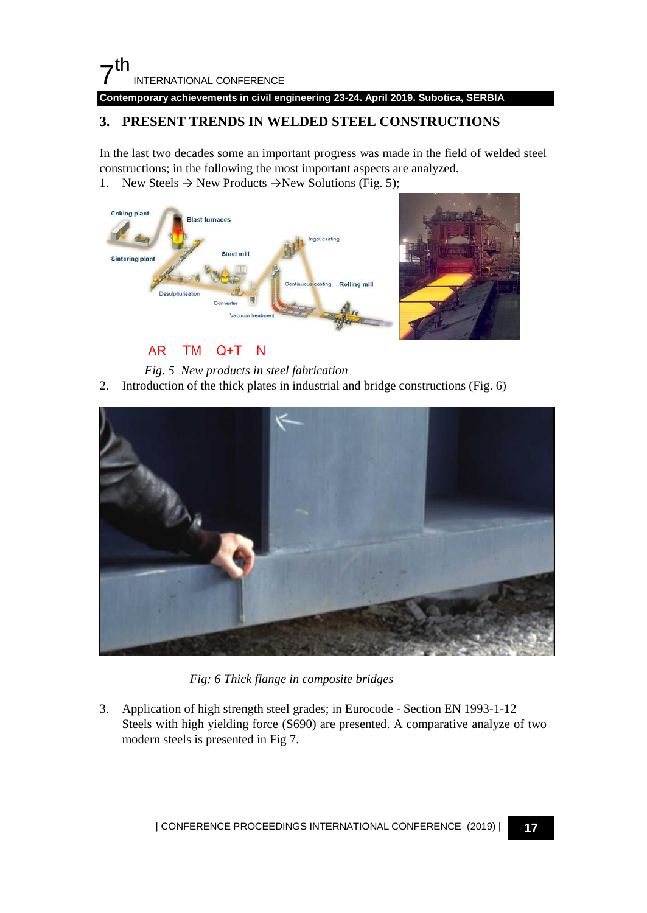## 3. PRESENT TRENDS IN WELDED STEEL CONSTRUCTIONS

In the last two decades some an important progress was made in the field of welded steel constructions; in the following the most important aspects are analyzed.

1. New Steels → New Products →New Solutions (Fig. 5);

AR TM Q+T N

*Fig. 5 New products in steel fabrication*

2. Introduction of the thick plates in industrial and bridge constructions (Fig. 6)

*Fig: 6 Thick flange in composite bridges*

3. Application of high strength steel grades; in Eurocode - Section EN 1993-1-12 Steels with high yielding force (S690) are presented. A comparative analyze of two modern steels is presented in Fig 7.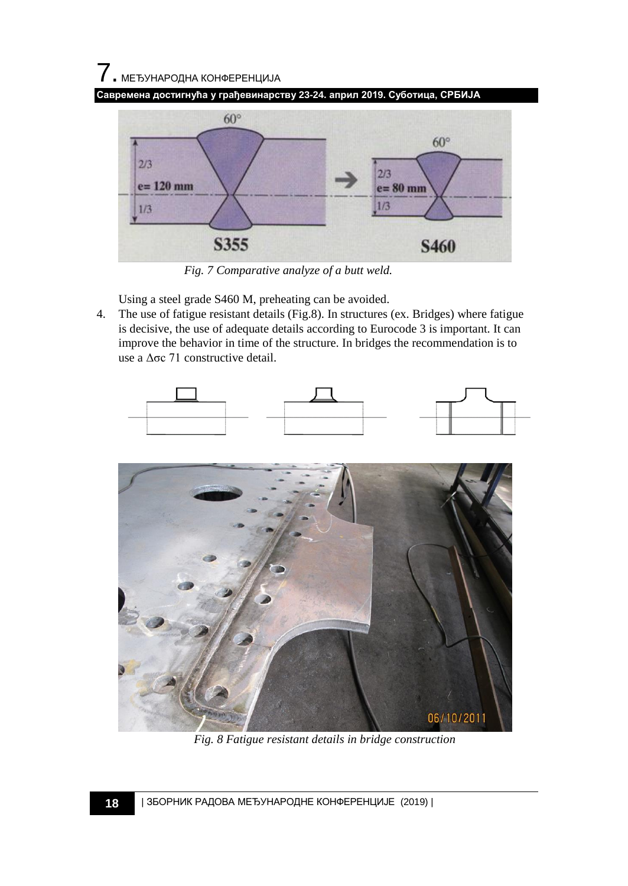*Fig. 7 Comparative analyze of a butt weld.*

Using a steel grade S460 M, preheating can be avoided.

4. The use of fatigue resistant details (Fig.8). In structures (ex. Bridges) where fatigue is decisive, the use of adequate details according to Eurocode 3 is important. It can improve the behavior in time of the structure. In bridges the recommendation is to use a $\Delta\sigma c$ 71 constructive detail.

*Fig. 8 Fatigue resistant details in bridge construction*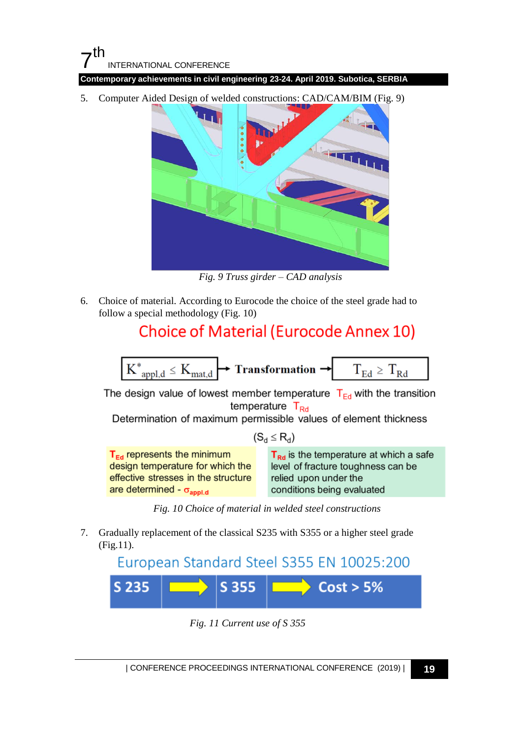5. Computer Aided Design of welded constructions: CAD/CAM/BIM (Fig. 9)

*Fig. 9 Truss girder – CAD analysis*

6. Choice of material. According to Eurocode the choice of the steel grade had to follow a special methodology (Fig. 10)

## Choice of Material (Eurocode Annex 10)

$K^{*}_{appl,d} \leq K_{mat,d}$ → **Transformation** → $T_{Ed} \geq T_{Rd}$

The design value of lowest member temperature $T_{Ed}$ with the transition temperature $T_{Rd}$

Determination of maximum permissible values of element thickness

$(S_d \leq R_d)$

$T_{Ed}$ represents the minimum design temperature for which the effective stresses in the structure are determined - $\sigma_{appl.d}$

$T_{Rd}$ is the temperature at which a safe level of fracture toughness can be relied upon under the conditions being evaluated

*Fig. 10 Choice of material in welded steel constructions*

7. Gradually replacement of the classical S235 with S355 or a higher steel grade (Fig.11).

## European Standard Steel S355 EN 10025:200

**S 235** → **S 355** → **Cost > 5%**

*Fig. 11 Current use of S 355*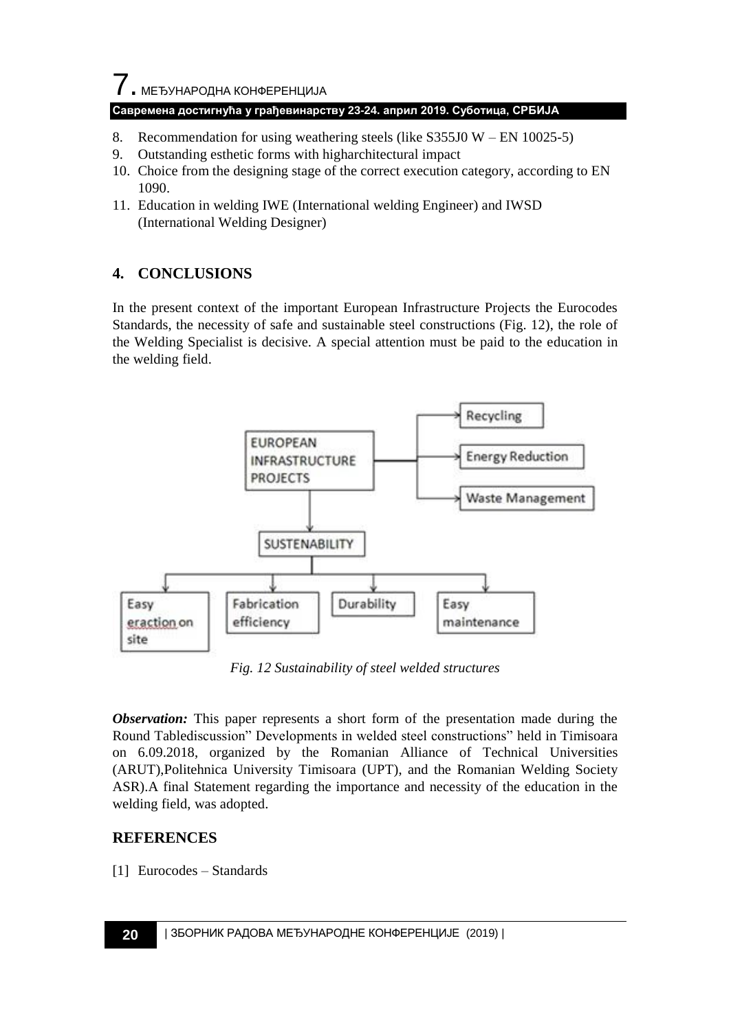8. Recommendation for using weathering steels (like S355J0 W – EN 10025-5)
9. Outstanding esthetic forms with higharchitectural impact
10. Choice from the designing stage of the correct execution category, according to EN 1090.
11. Education in welding IWE (International welding Engineer) and IWSD (International Welding Designer)

## 4. CONCLUSIONS

In the present context of the important European Infrastructure Projects the Eurocodes Standards, the necessity of safe and sustainable steel constructions (Fig. 12), the role of the Welding Specialist is decisive. A special attention must be paid to the education in the welding field.

EUROPEAN INFRASTRUCTURE PROJECTS

Recycling

Energy Reduction

Waste Management

SUSTENABILITY

Easy eraction on site

Fabrication efficiency

Durability

Easy maintenance

*Fig. 12 Sustainability of steel welded structures*

***Observation:*** This paper represents a short form of the presentation made during the Round Tablediscussion" Developments in welded steel constructions" held in Timisoara on 6.09.2018, organized by the Romanian Alliance of Technical Universities (ARUT),Politehnica University Timisoara (UPT), and the Romanian Welding Society ASR).A final Statement regarding the importance and necessity of the education in the welding field, was adopted.

## REFERENCES

[1] Eurocodes – Standards